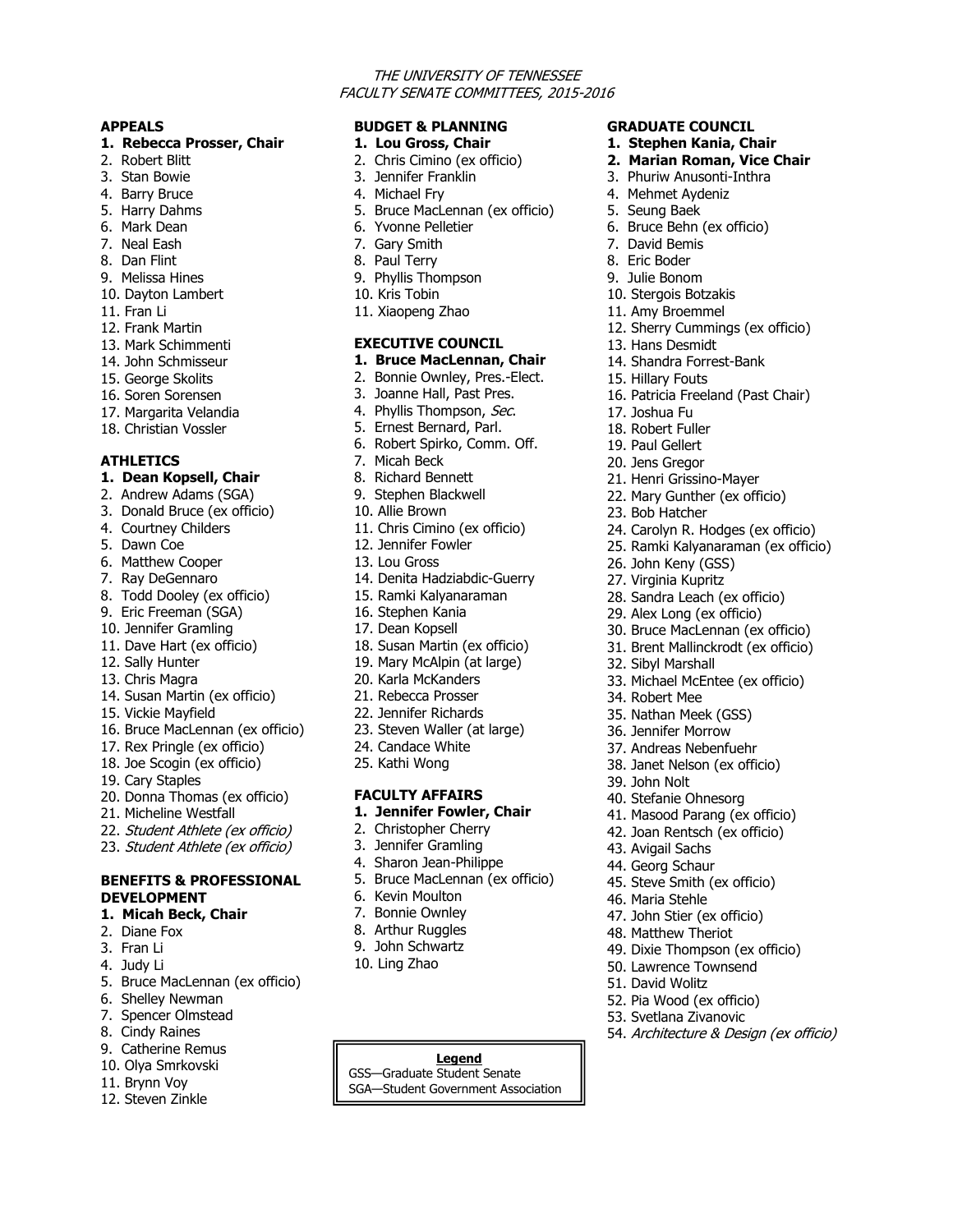*THE UNIVERSITY OF TENNESSEE*
*FACULTY SENATE COMMITTEES, 2015-2016*

### APPEALS

1. **Rebecca Prosser, Chair**
2. Robert Blitt
3. Stan Bowie
4. Barry Bruce
5. Harry Dahms
6. Mark Dean
7. Neal Eash
8. Dan Flint
9. Melissa Hines
10. Dayton Lambert
11. Fran Li
12. Frank Martin
13. Mark Schimmenti
14. John Schmisseur
15. George Skolits
16. Soren Sorensen
17. Margarita Velandia
18. Christian Vossler

### ATHLETICS

1. **Dean Kopsell, Chair**
2. Andrew Adams (SGA)
3. Donald Bruce (ex officio)
4. Courtney Childers
5. Dawn Coe
6. Matthew Cooper
7. Ray DeGennaro
8. Todd Dooley (ex officio)
9. Eric Freeman (SGA)
10. Jennifer Gramling
11. Dave Hart (ex officio)
12. Sally Hunter
13. Chris Magra
14. Susan Martin (ex officio)
15. Vickie Mayfield
16. Bruce MacLennan (ex officio)
17. Rex Pringle (ex officio)
18. Joe Scogin (ex officio)
19. Cary Staples
20. Donna Thomas (ex officio)
21. Micheline Westfall
22. *Student Athlete (ex officio)*
23. *Student Athlete (ex officio)*

### BENEFITS & PROFESSIONAL DEVELOPMENT

1. **Micah Beck, Chair**
2. Diane Fox
3. Fran Li
4. Judy Li
5. Bruce MacLennan (ex officio)
6. Shelley Newman
7. Spencer Olmstead
8. Cindy Raines
9. Catherine Remus
10. Olya Smrkovski
11. Brynn Voy
12. Steven Zinkle

### BUDGET & PLANNING

1. **Lou Gross, Chair**
2. Chris Cimino (ex officio)
3. Jennifer Franklin
4. Michael Fry
5. Bruce MacLennan (ex officio)
6. Yvonne Pelletier
7. Gary Smith
8. Paul Terry
9. Phyllis Thompson
10. Kris Tobin
11. Xiaopeng Zhao

### EXECUTIVE COUNCIL

1. **Bruce MacLennan, Chair**
2. Bonnie Ownley, Pres.-Elect.
3. Joanne Hall, Past Pres.
4. Phyllis Thompson, *Sec*.
5. Ernest Bernard, Parl.
6. Robert Spirko, Comm. Off.
7. Micah Beck
8. Richard Bennett
9. Stephen Blackwell
10. Allie Brown
11. Chris Cimino (ex officio)
12. Jennifer Fowler
13. Lou Gross
14. Denita Hadziabdic-Guerry
15. Ramki Kalyanaraman
16. Stephen Kania
17. Dean Kopsell
18. Susan Martin (ex officio)
19. Mary McAlpin (at large)
20. Karla McKanders
21. Rebecca Prosser
22. Jennifer Richards
23. Steven Waller (at large)
24. Candace White
25. Kathi Wong

### FACULTY AFFAIRS

1. **Jennifer Fowler, Chair**
2. Christopher Cherry
3. Jennifer Gramling
4. Sharon Jean-Philippe
5. Bruce MacLennan (ex officio)
6. Kevin Moulton
7. Bonnie Ownley
8. Arthur Ruggles
9. John Schwartz
10. Ling Zhao

### GRADUATE COUNCIL

1. **Stephen Kania, Chair**
2. **Marian Roman, Vice Chair**
3. Phuriw Anusonti-Inthra
4. Mehmet Aydeniz
5. Seung Baek
6. Bruce Behn (ex officio)
7. David Bemis
8. Eric Boder
9. Julie Bonom
10. Stergois Botzakis
11. Amy Broemmel
12. Sherry Cummings (ex officio)
13. Hans Desmidt
14. Shandra Forrest-Bank
15. Hillary Fouts
16. Patricia Freeland (Past Chair)
17. Joshua Fu
18. Robert Fuller
19. Paul Gellert
20. Jens Gregor
21. Henri Grissino-Mayer
22. Mary Gunther (ex officio)
23. Bob Hatcher
24. Carolyn R. Hodges (ex officio)
25. Ramki Kalyanaraman (ex officio)
26. John Keny (GSS)
27. Virginia Kupritz
28. Sandra Leach (ex officio)
29. Alex Long (ex officio)
30. Bruce MacLennan (ex officio)
31. Brent Mallinckrodt (ex officio)
32. Sibyl Marshall
33. Michael McEntee (ex officio)
34. Robert Mee
35. Nathan Meek (GSS)
36. Jennifer Morrow
37. Andreas Nebenfuehr
38. Janet Nelson (ex officio)
39. John Nolt
40. Stefanie Ohnesorg
41. Masood Parang (ex officio)
42. Joan Rentsch (ex officio)
43. Avigail Sachs
44. Georg Schaur
45. Steve Smith (ex officio)
46. Maria Stehle
47. John Stier (ex officio)
48. Matthew Theriot
49. Dixie Thompson (ex officio)
50. Lawrence Townsend
51. David Wolitz
52. Pia Wood (ex officio)
53. Svetlana Zivanovic
54. *Architecture & Design (ex officio)*

**Legend**
GSS—Graduate Student Senate
SGA—Student Government Association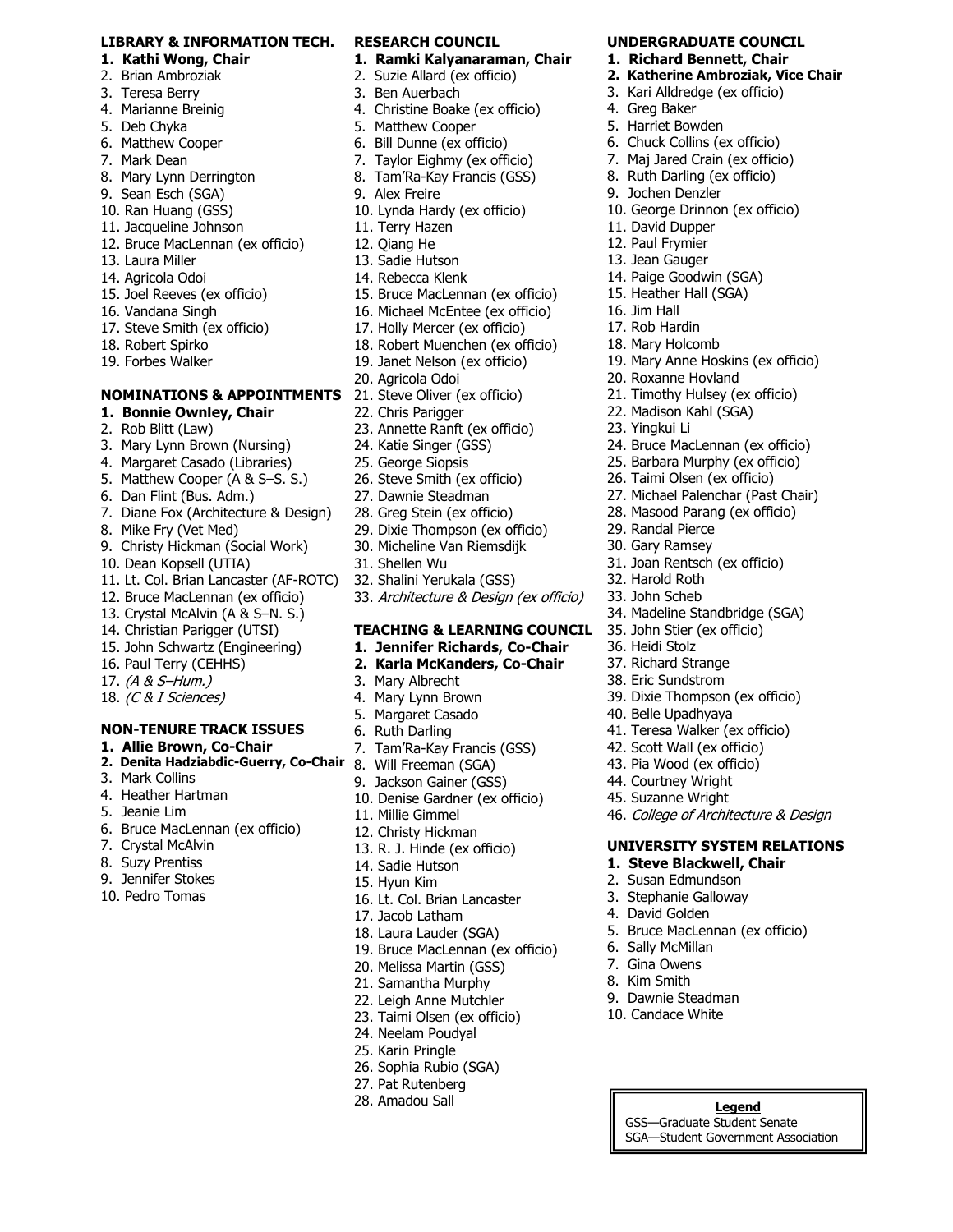### LIBRARY & INFORMATION TECH.

1. **Kathi Wong, Chair**
2. Brian Ambroziak
3. Teresa Berry
4. Marianne Breinig
5. Deb Chyka
6. Matthew Cooper
7. Mark Dean
8. Mary Lynn Derrington
9. Sean Esch (SGA)
10. Ran Huang (GSS)
11. Jacqueline Johnson
12. Bruce MacLennan (ex officio)
13. Laura Miller
14. Agricola Odoi
15. Joel Reeves (ex officio)
16. Vandana Singh
17. Steve Smith (ex officio)
18. Robert Spirko
19. Forbes Walker

### NOMINATIONS & APPOINTMENTS

1. **Bonnie Ownley, Chair**
2. Rob Blitt (Law)
3. Mary Lynn Brown (Nursing)
4. Margaret Casado (Libraries)
5. Matthew Cooper (A & S–S. S.)
6. Dan Flint (Bus. Adm.)
7. Diane Fox (Architecture & Design)
8. Mike Fry (Vet Med)
9. Christy Hickman (Social Work)
10. Dean Kopsell (UTIA)
11. Lt. Col. Brian Lancaster (AF-ROTC)
12. Bruce MacLennan (ex officio)
13. Crystal McAlvin (A & S–N. S.)
14. Christian Parigger (UTSI)
15. John Schwartz (Engineering)
16. Paul Terry (CEHHS)
17. *(A & S–Hum.)*
18. *(C & I Sciences)*

### NON-TENURE TRACK ISSUES

1. **Allie Brown, Co-Chair**
2. **Denita Hadziabdic-Guerry, Co-Chair**
3. Mark Collins
4. Heather Hartman
5. Jeanie Lim
6. Bruce MacLennan (ex officio)
7. Crystal McAlvin
8. Suzy Prentiss
9. Jennifer Stokes
10. Pedro Tomas

### RESEARCH COUNCIL

1. **Ramki Kalyanaraman, Chair**
2. Suzie Allard (ex officio)
3. Ben Auerbach
4. Christine Boake (ex officio)
5. Matthew Cooper
6. Bill Dunne (ex officio)
7. Taylor Eighmy (ex officio)
8. Tam'Ra-Kay Francis (GSS)
9. Alex Freire
10. Lynda Hardy (ex officio)
11. Terry Hazen
12. Qiang He
13. Sadie Hutson
14. Rebecca Klenk
15. Bruce MacLennan (ex officio)
16. Michael McEntee (ex officio)
17. Holly Mercer (ex officio)
18. Robert Muenchen (ex officio)
19. Janet Nelson (ex officio)
20. Agricola Odoi
21. Steve Oliver (ex officio)
22. Chris Parigger
23. Annette Ranft (ex officio)
24. Katie Singer (GSS)
25. George Siopsis
26. Steve Smith (ex officio)
27. Dawnie Steadman
28. Greg Stein (ex officio)
29. Dixie Thompson (ex officio)
30. Micheline Van Riemsdijk
31. Shellen Wu
32. Shalini Yerukala (GSS)
33. *Architecture & Design (ex officio)*

### TEACHING & LEARNING COUNCIL

1. **Jennifer Richards, Co-Chair**
2. **Karla McKanders, Co-Chair**
3. Mary Albrecht
4. Mary Lynn Brown
5. Margaret Casado
6. Ruth Darling
7. Tam'Ra-Kay Francis (GSS)
8. Will Freeman (SGA)
9. Jackson Gainer (GSS)
10. Denise Gardner (ex officio)
11. Millie Gimmel
12. Christy Hickman
13. R. J. Hinde (ex officio)
14. Sadie Hutson
15. Hyun Kim
16. Lt. Col. Brian Lancaster
17. Jacob Latham
18. Laura Lauder (SGA)
19. Bruce MacLennan (ex officio)
20. Melissa Martin (GSS)
21. Samantha Murphy
22. Leigh Anne Mutchler
23. Taimi Olsen (ex officio)
24. Neelam Poudyal
25. Karin Pringle
26. Sophia Rubio (SGA)
27. Pat Rutenberg
28. Amadou Sall

### UNDERGRADUATE COUNCIL

1. **Richard Bennett, Chair**
2. **Katherine Ambroziak, Vice Chair**
3. Kari Alldredge (ex officio)
4. Greg Baker
5. Harriet Bowden
6. Chuck Collins (ex officio)
7. Maj Jared Crain (ex officio)
8. Ruth Darling (ex officio)
9. Jochen Denzler
10. George Drinnon (ex officio)
11. David Dupper
12. Paul Frymier
13. Jean Gauger
14. Paige Goodwin (SGA)
15. Heather Hall (SGA)
16. Jim Hall
17. Rob Hardin
18. Mary Holcomb
19. Mary Anne Hoskins (ex officio)
20. Roxanne Hovland
21. Timothy Hulsey (ex officio)
22. Madison Kahl (SGA)
23. Yingkui Li
24. Bruce MacLennan (ex officio)
25. Barbara Murphy (ex officio)
26. Taimi Olsen (ex officio)
27. Michael Palenchar (Past Chair)
28. Masood Parang (ex officio)
29. Randal Pierce
30. Gary Ramsey
31. Joan Rentsch (ex officio)
32. Harold Roth
33. John Scheb
34. Madeline Standbridge (SGA)
35. John Stier (ex officio)
36. Heidi Stolz
37. Richard Strange
38. Eric Sundstrom
39. Dixie Thompson (ex officio)
40. Belle Upadhyaya
41. Teresa Walker (ex officio)
42. Scott Wall (ex officio)
43. Pia Wood (ex officio)
44. Courtney Wright
45. Suzanne Wright
46. *College of Architecture & Design*

### UNIVERSITY SYSTEM RELATIONS

1. **Steve Blackwell, Chair**
2. Susan Edmundson
3. Stephanie Galloway
4. David Golden
5. Bruce MacLennan (ex officio)
6. Sally McMillan
7. Gina Owens
8. Kim Smith
9. Dawnie Steadman
10. Candace White

**Legend**

GSS—Graduate Student Senate
SGA—Student Government Association